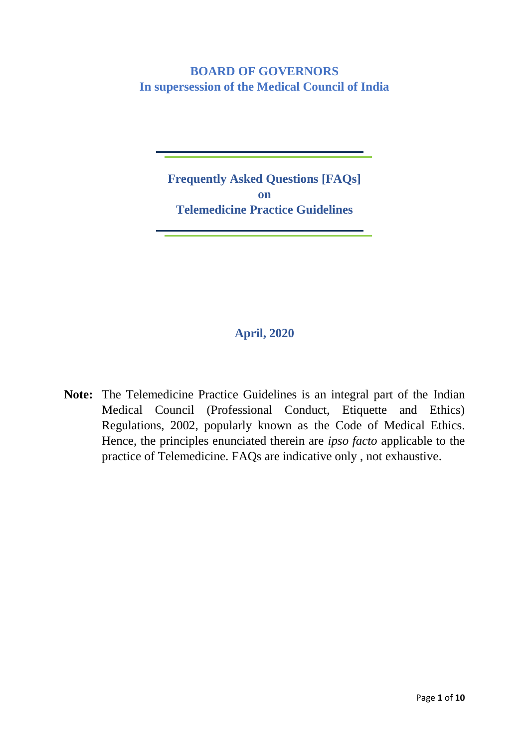**BOARD OF GOVERNORS**
**In supersession of the Medical Council of India**

# Frequently Asked Questions [FAQs] on Telemedicine Practice Guidelines

**April, 2020**

**Note:** The Telemedicine Practice Guidelines is an integral part of the Indian Medical Council (Professional Conduct, Etiquette and Ethics) Regulations, 2002, popularly known as the Code of Medical Ethics. Hence, the principles enunciated therein are *ipso facto* applicable to the practice of Telemedicine. FAQs are indicative only , not exhaustive.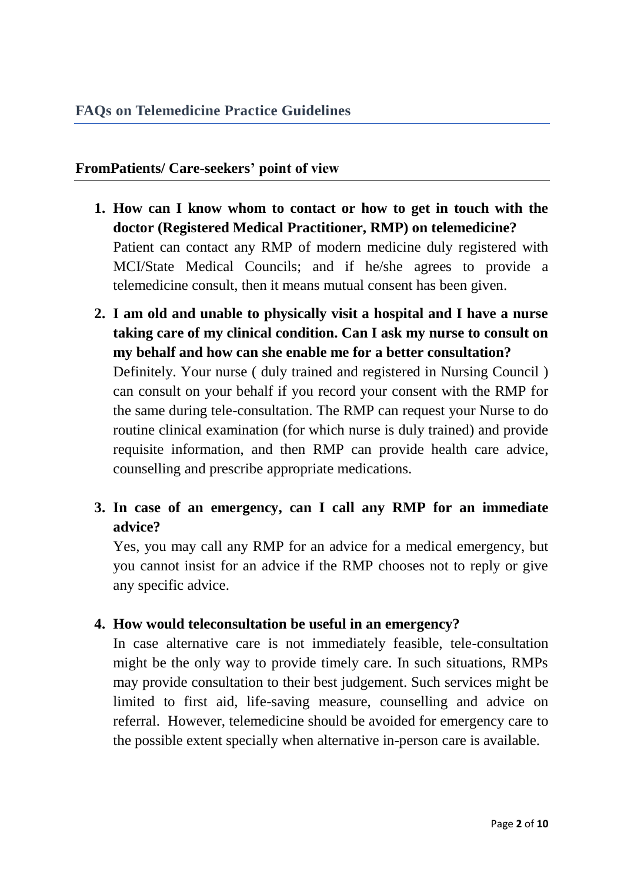## FAQs on Telemedicine Practice Guidelines

### FromPatients/ Care-seekers' point of view

1. **How can I know whom to contact or how to get in touch with the doctor (Registered Medical Practitioner, RMP) on telemedicine?**
   Patient can contact any RMP of modern medicine duly registered with MCI/State Medical Councils; and if he/she agrees to provide a telemedicine consult, then it means mutual consent has been given.

2. **I am old and unable to physically visit a hospital and I have a nurse taking care of my clinical condition. Can I ask my nurse to consult on my behalf and how can she enable me for a better consultation?**
   Definitely. Your nurse ( duly trained and registered in Nursing Council ) can consult on your behalf if you record your consent with the RMP for the same during tele-consultation. The RMP can request your Nurse to do routine clinical examination (for which nurse is duly trained) and provide requisite information, and then RMP can provide health care advice, counselling and prescribe appropriate medications.

3. **In case of an emergency, can I call any RMP for an immediate advice?**
   Yes, you may call any RMP for an advice for a medical emergency, but you cannot insist for an advice if the RMP chooses not to reply or give any specific advice.

4. **How would teleconsultation be useful in an emergency?**
   In case alternative care is not immediately feasible, tele-consultation might be the only way to provide timely care. In such situations, RMPs may provide consultation to their best judgement. Such services might be limited to first aid, life-saving measure, counselling and advice on referral. However, telemedicine should be avoided for emergency care to the possible extent specially when alternative in-person care is available.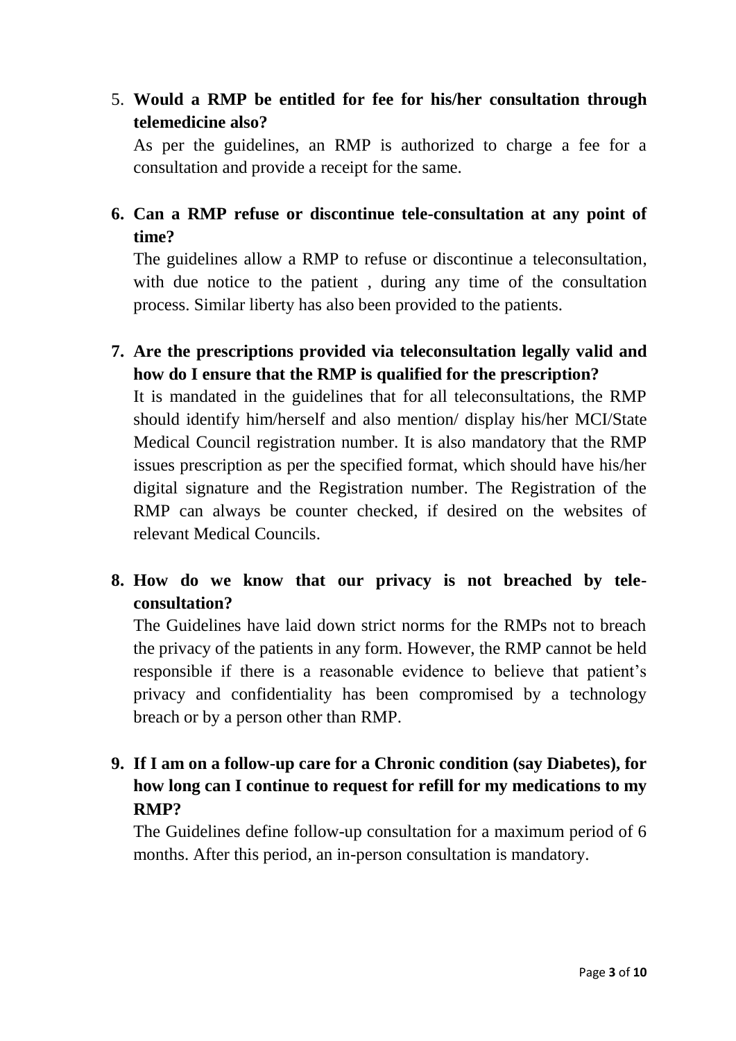5. **Would a RMP be entitled for fee for his/her consultation through telemedicine also?**

   As per the guidelines, an RMP is authorized to charge a fee for a consultation and provide a receipt for the same.

6. **Can a RMP refuse or discontinue tele-consultation at any point of time?**

   The guidelines allow a RMP to refuse or discontinue a teleconsultation, with due notice to the patient , during any time of the consultation process. Similar liberty has also been provided to the patients.

7. **Are the prescriptions provided via teleconsultation legally valid and how do I ensure that the RMP is qualified for the prescription?**

   It is mandated in the guidelines that for all teleconsultations, the RMP should identify him/herself and also mention/ display his/her MCI/State Medical Council registration number. It is also mandatory that the RMP issues prescription as per the specified format, which should have his/her digital signature and the Registration number. The Registration of the RMP can always be counter checked, if desired on the websites of relevant Medical Councils.

8. **How do we know that our privacy is not breached by tele-consultation?**

   The Guidelines have laid down strict norms for the RMPs not to breach the privacy of the patients in any form. However, the RMP cannot be held responsible if there is a reasonable evidence to believe that patient's privacy and confidentiality has been compromised by a technology breach or by a person other than RMP.

9. **If I am on a follow-up care for a Chronic condition (say Diabetes), for how long can I continue to request for refill for my medications to my RMP?**

   The Guidelines define follow-up consultation for a maximum period of 6 months. After this period, an in-person consultation is mandatory.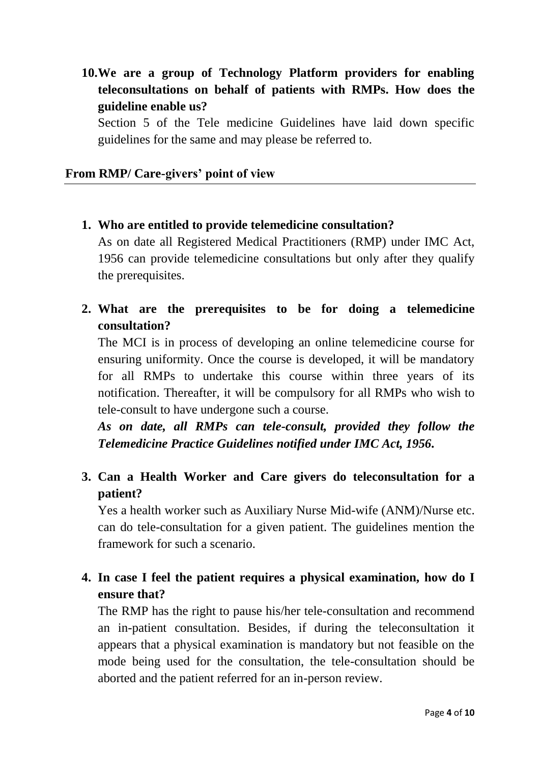**10. We are a group of Technology Platform providers for enabling teleconsultations on behalf of patients with RMPs. How does the guideline enable us?**

Section 5 of the Tele medicine Guidelines have laid down specific guidelines for the same and may please be referred to.

## From RMP/ Care-givers' point of view

**1. Who are entitled to provide telemedicine consultation?**

As on date all Registered Medical Practitioners (RMP) under IMC Act, 1956 can provide telemedicine consultations but only after they qualify the prerequisites.

**2. What are the prerequisites to be for doing a telemedicine consultation?**

The MCI is in process of developing an online telemedicine course for ensuring uniformity. Once the course is developed, it will be mandatory for all RMPs to undertake this course within three years of its notification. Thereafter, it will be compulsory for all RMPs who wish to tele-consult to have undergone such a course.

***As on date, all RMPs can tele-consult, provided they follow the Telemedicine Practice Guidelines notified under IMC Act, 1956.***

**3. Can a Health Worker and Care givers do teleconsultation for a patient?**

Yes a health worker such as Auxiliary Nurse Mid-wife (ANM)/Nurse etc. can do tele-consultation for a given patient. The guidelines mention the framework for such a scenario.

**4. In case I feel the patient requires a physical examination, how do I ensure that?**

The RMP has the right to pause his/her tele-consultation and recommend an in-patient consultation. Besides, if during the teleconsultation it appears that a physical examination is mandatory but not feasible on the mode being used for the consultation, the tele-consultation should be aborted and the patient referred for an in-person review.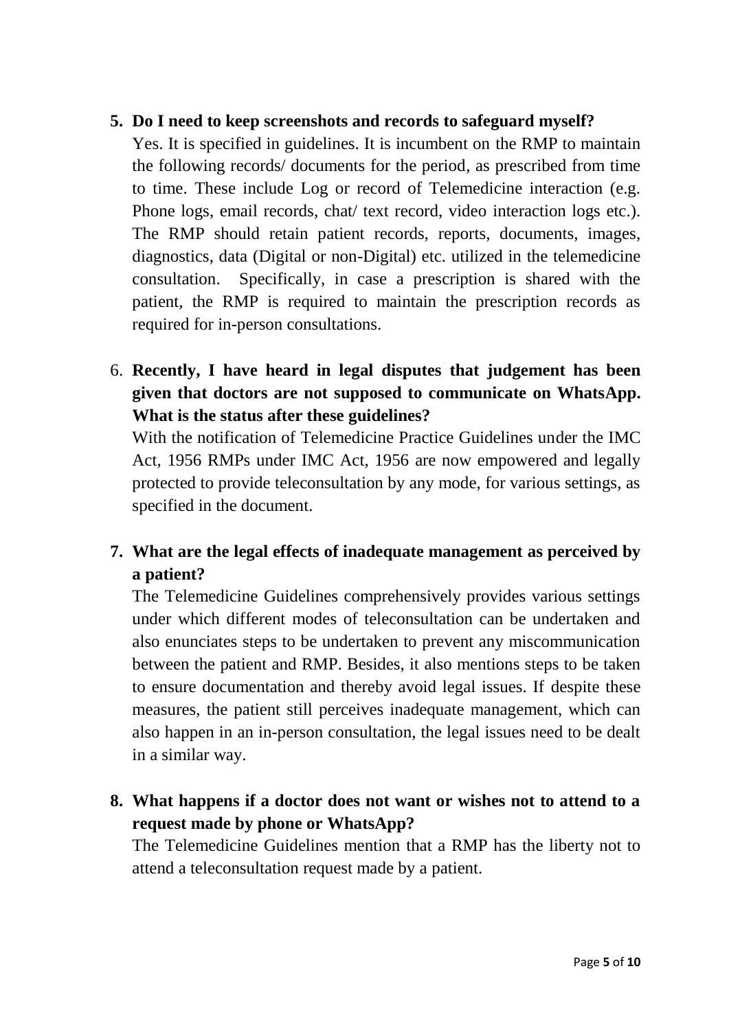5. **Do I need to keep screenshots and records to safeguard myself?**
   Yes. It is specified in guidelines. It is incumbent on the RMP to maintain the following records/ documents for the period, as prescribed from time to time. These include Log or record of Telemedicine interaction (e.g. Phone logs, email records, chat/ text record, video interaction logs etc.). The RMP should retain patient records, reports, documents, images, diagnostics, data (Digital or non-Digital) etc. utilized in the telemedicine consultation. Specifically, in case a prescription is shared with the patient, the RMP is required to maintain the prescription records as required for in-person consultations.

6. **Recently, I have heard in legal disputes that judgement has been given that doctors are not supposed to communicate on WhatsApp. What is the status after these guidelines?**
   With the notification of Telemedicine Practice Guidelines under the IMC Act, 1956 RMPs under IMC Act, 1956 are now empowered and legally protected to provide teleconsultation by any mode, for various settings, as specified in the document.

7. **What are the legal effects of inadequate management as perceived by a patient?**
   The Telemedicine Guidelines comprehensively provides various settings under which different modes of teleconsultation can be undertaken and also enunciates steps to be undertaken to prevent any miscommunication between the patient and RMP. Besides, it also mentions steps to be taken to ensure documentation and thereby avoid legal issues. If despite these measures, the patient still perceives inadequate management, which can also happen in an in-person consultation, the legal issues need to be dealt in a similar way.

8. **What happens if a doctor does not want or wishes not to attend to a request made by phone or WhatsApp?**
   The Telemedicine Guidelines mention that a RMP has the liberty not to attend a teleconsultation request made by a patient.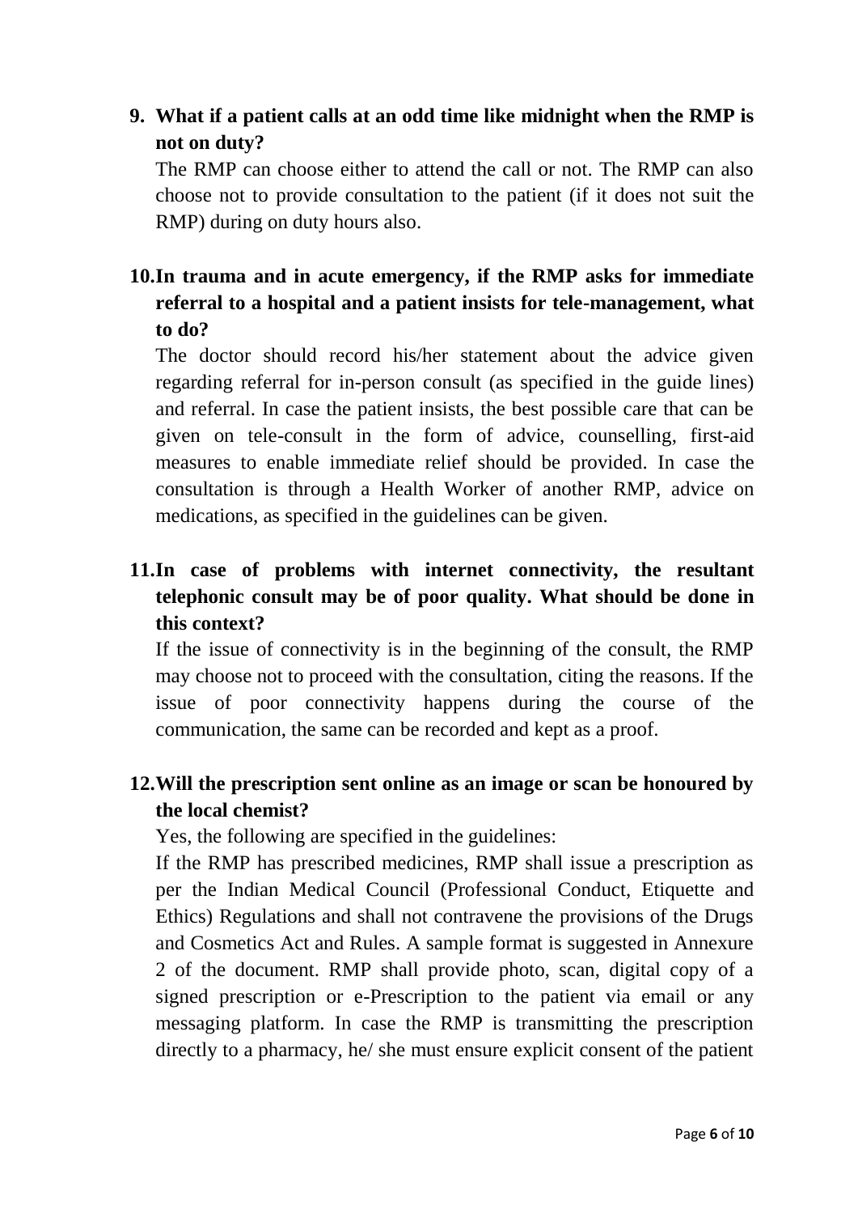**9. What if a patient calls at an odd time like midnight when the RMP is not on duty?**

The RMP can choose either to attend the call or not. The RMP can also choose not to provide consultation to the patient (if it does not suit the RMP) during on duty hours also.

**10. In trauma and in acute emergency, if the RMP asks for immediate referral to a hospital and a patient insists for tele-management, what to do?**

The doctor should record his/her statement about the advice given regarding referral for in-person consult (as specified in the guide lines) and referral. In case the patient insists, the best possible care that can be given on tele-consult in the form of advice, counselling, first-aid measures to enable immediate relief should be provided. In case the consultation is through a Health Worker of another RMP, advice on medications, as specified in the guidelines can be given.

**11. In case of problems with internet connectivity, the resultant telephonic consult may be of poor quality. What should be done in this context?**

If the issue of connectivity is in the beginning of the consult, the RMP may choose not to proceed with the consultation, citing the reasons. If the issue of poor connectivity happens during the course of the communication, the same can be recorded and kept as a proof.

**12. Will the prescription sent online as an image or scan be honoured by the local chemist?**

Yes, the following are specified in the guidelines:

If the RMP has prescribed medicines, RMP shall issue a prescription as per the Indian Medical Council (Professional Conduct, Etiquette and Ethics) Regulations and shall not contravene the provisions of the Drugs and Cosmetics Act and Rules. A sample format is suggested in Annexure 2 of the document. RMP shall provide photo, scan, digital copy of a signed prescription or e-Prescription to the patient via email or any messaging platform. In case the RMP is transmitting the prescription directly to a pharmacy, he/ she must ensure explicit consent of the patient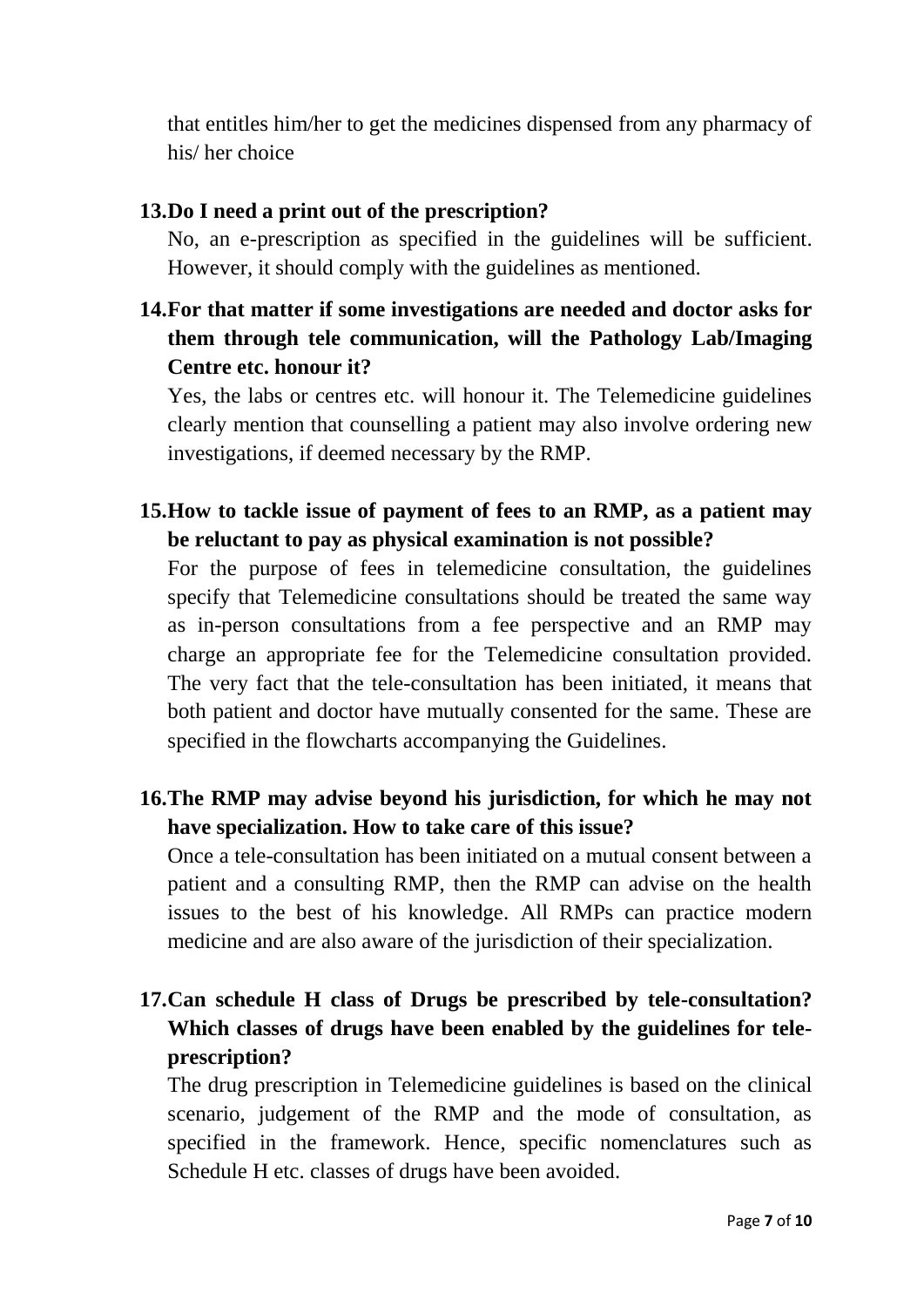that entitles him/her to get the medicines dispensed from any pharmacy of his/ her choice

**13. Do I need a print out of the prescription?**

No, an e-prescription as specified in the guidelines will be sufficient. However, it should comply with the guidelines as mentioned.

**14. For that matter if some investigations are needed and doctor asks for them through tele communication, will the Pathology Lab/Imaging Centre etc. honour it?**

Yes, the labs or centres etc. will honour it. The Telemedicine guidelines clearly mention that counselling a patient may also involve ordering new investigations, if deemed necessary by the RMP.

**15. How to tackle issue of payment of fees to an RMP, as a patient may be reluctant to pay as physical examination is not possible?**

For the purpose of fees in telemedicine consultation, the guidelines specify that Telemedicine consultations should be treated the same way as in-person consultations from a fee perspective and an RMP may charge an appropriate fee for the Telemedicine consultation provided. The very fact that the tele-consultation has been initiated, it means that both patient and doctor have mutually consented for the same. These are specified in the flowcharts accompanying the Guidelines.

**16. The RMP may advise beyond his jurisdiction, for which he may not have specialization. How to take care of this issue?**

Once a tele-consultation has been initiated on a mutual consent between a patient and a consulting RMP, then the RMP can advise on the health issues to the best of his knowledge. All RMPs can practice modern medicine and are also aware of the jurisdiction of their specialization.

**17. Can schedule H class of Drugs be prescribed by tele-consultation? Which classes of drugs have been enabled by the guidelines for tele-prescription?**

The drug prescription in Telemedicine guidelines is based on the clinical scenario, judgement of the RMP and the mode of consultation, as specified in the framework. Hence, specific nomenclatures such as Schedule H etc. classes of drugs have been avoided.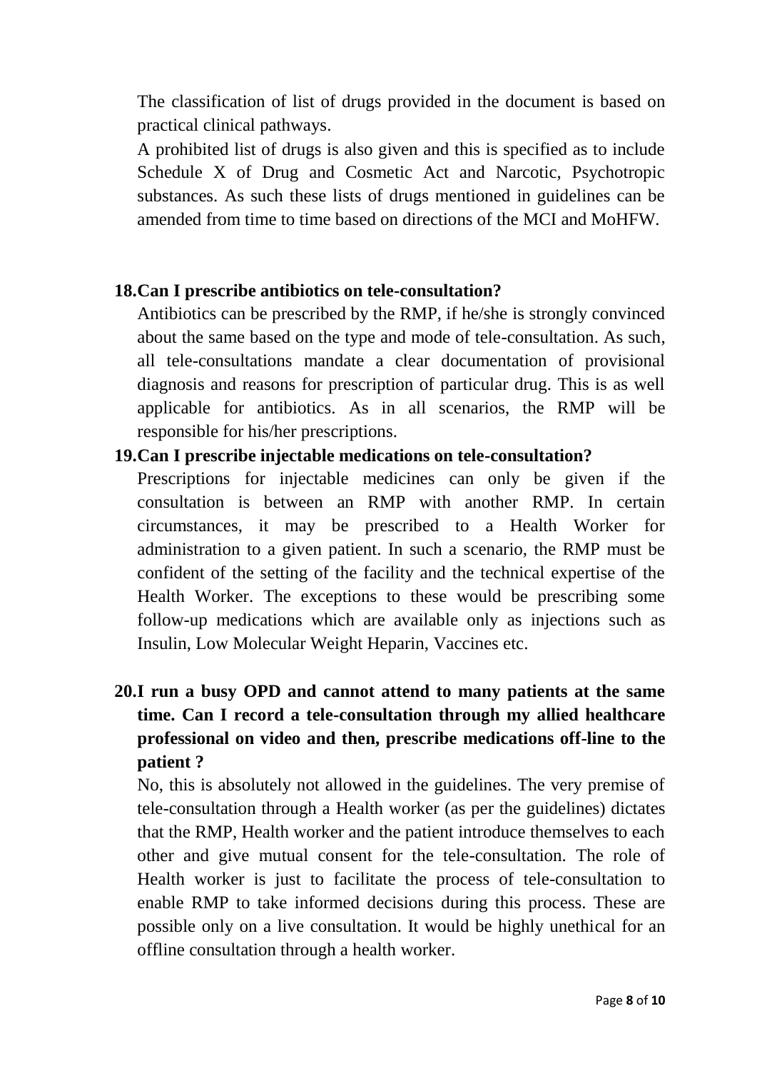The classification of list of drugs provided in the document is based on practical clinical pathways.

A prohibited list of drugs is also given and this is specified as to include Schedule X of Drug and Cosmetic Act and Narcotic, Psychotropic substances. As such these lists of drugs mentioned in guidelines can be amended from time to time based on directions of the MCI and MoHFW.

**18. Can I prescribe antibiotics on tele-consultation?**

Antibiotics can be prescribed by the RMP, if he/she is strongly convinced about the same based on the type and mode of tele-consultation. As such, all tele-consultations mandate a clear documentation of provisional diagnosis and reasons for prescription of particular drug. This is as well applicable for antibiotics. As in all scenarios, the RMP will be responsible for his/her prescriptions.

**19. Can I prescribe injectable medications on tele-consultation?**

Prescriptions for injectable medicines can only be given if the consultation is between an RMP with another RMP. In certain circumstances, it may be prescribed to a Health Worker for administration to a given patient. In such a scenario, the RMP must be confident of the setting of the facility and the technical expertise of the Health Worker. The exceptions to these would be prescribing some follow-up medications which are available only as injections such as Insulin, Low Molecular Weight Heparin, Vaccines etc.

**20. I run a busy OPD and cannot attend to many patients at the same time. Can I record a tele-consultation through my allied healthcare professional on video and then, prescribe medications off-line to the patient ?**

No, this is absolutely not allowed in the guidelines. The very premise of tele-consultation through a Health worker (as per the guidelines) dictates that the RMP, Health worker and the patient introduce themselves to each other and give mutual consent for the tele-consultation. The role of Health worker is just to facilitate the process of tele-consultation to enable RMP to take informed decisions during this process. These are possible only on a live consultation. It would be highly unethical for an offline consultation through a health worker.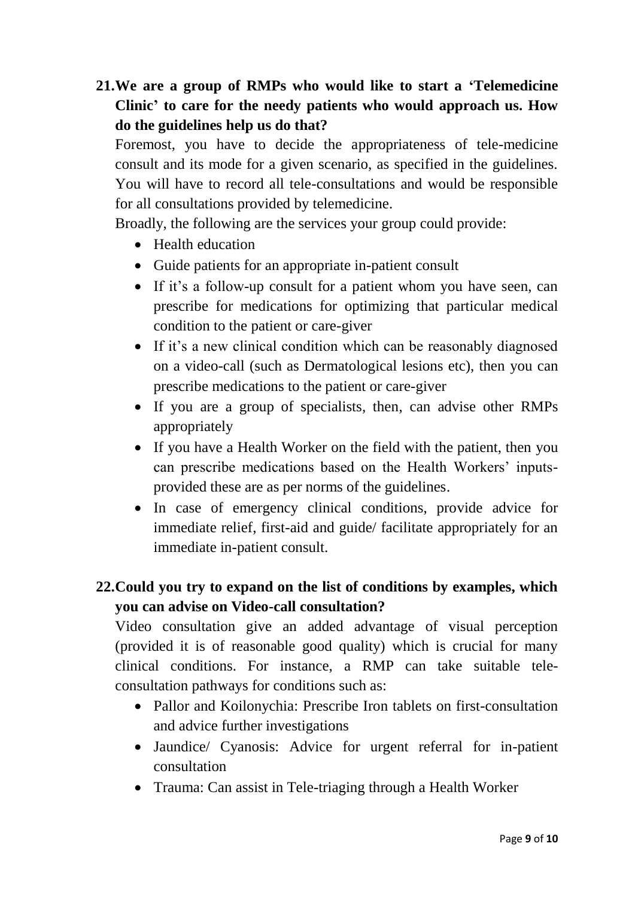**21. We are a group of RMPs who would like to start a 'Telemedicine Clinic' to care for the needy patients who would approach us. How do the guidelines help us do that?**

Foremost, you have to decide the appropriateness of tele-medicine consult and its mode for a given scenario, as specified in the guidelines. You will have to record all tele-consultations and would be responsible for all consultations provided by telemedicine.

Broadly, the following are the services your group could provide:

- Health education
- Guide patients for an appropriate in-patient consult
- If it's a follow-up consult for a patient whom you have seen, can prescribe for medications for optimizing that particular medical condition to the patient or care-giver
- If it's a new clinical condition which can be reasonably diagnosed on a video-call (such as Dermatological lesions etc), then you can prescribe medications to the patient or care-giver
- If you are a group of specialists, then, can advise other RMPs appropriately
- If you have a Health Worker on the field with the patient, then you can prescribe medications based on the Health Workers' inputs- provided these are as per norms of the guidelines.
- In case of emergency clinical conditions, provide advice for immediate relief, first-aid and guide/ facilitate appropriately for an immediate in-patient consult.

**22. Could you try to expand on the list of conditions by examples, which you can advise on Video-call consultation?**

Video consultation give an added advantage of visual perception (provided it is of reasonable good quality) which is crucial for many clinical conditions. For instance, a RMP can take suitable tele-consultation pathways for conditions such as:

- Pallor and Koilonychia: Prescribe Iron tablets on first-consultation and advice further investigations
- Jaundice/ Cyanosis: Advice for urgent referral for in-patient consultation
- Trauma: Can assist in Tele-triaging through a Health Worker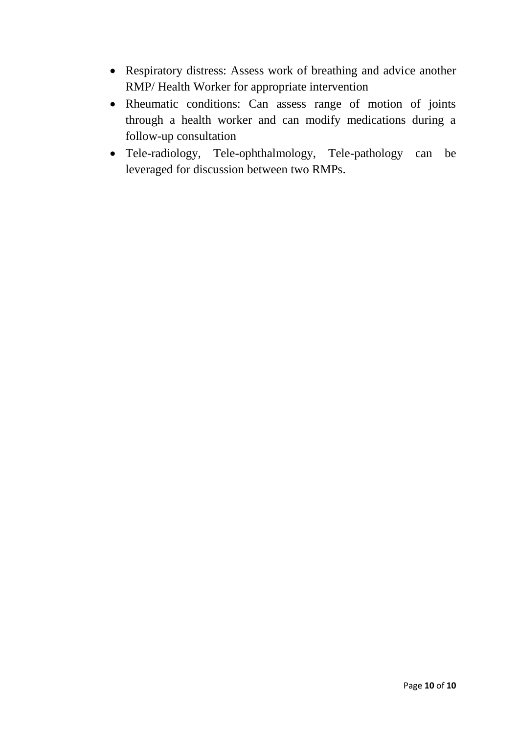- Respiratory distress: Assess work of breathing and advice another RMP/ Health Worker for appropriate intervention
- Rheumatic conditions: Can assess range of motion of joints through a health worker and can modify medications during a follow-up consultation
- Tele-radiology, Tele-ophthalmology, Tele-pathology can be leveraged for discussion between two RMPs.